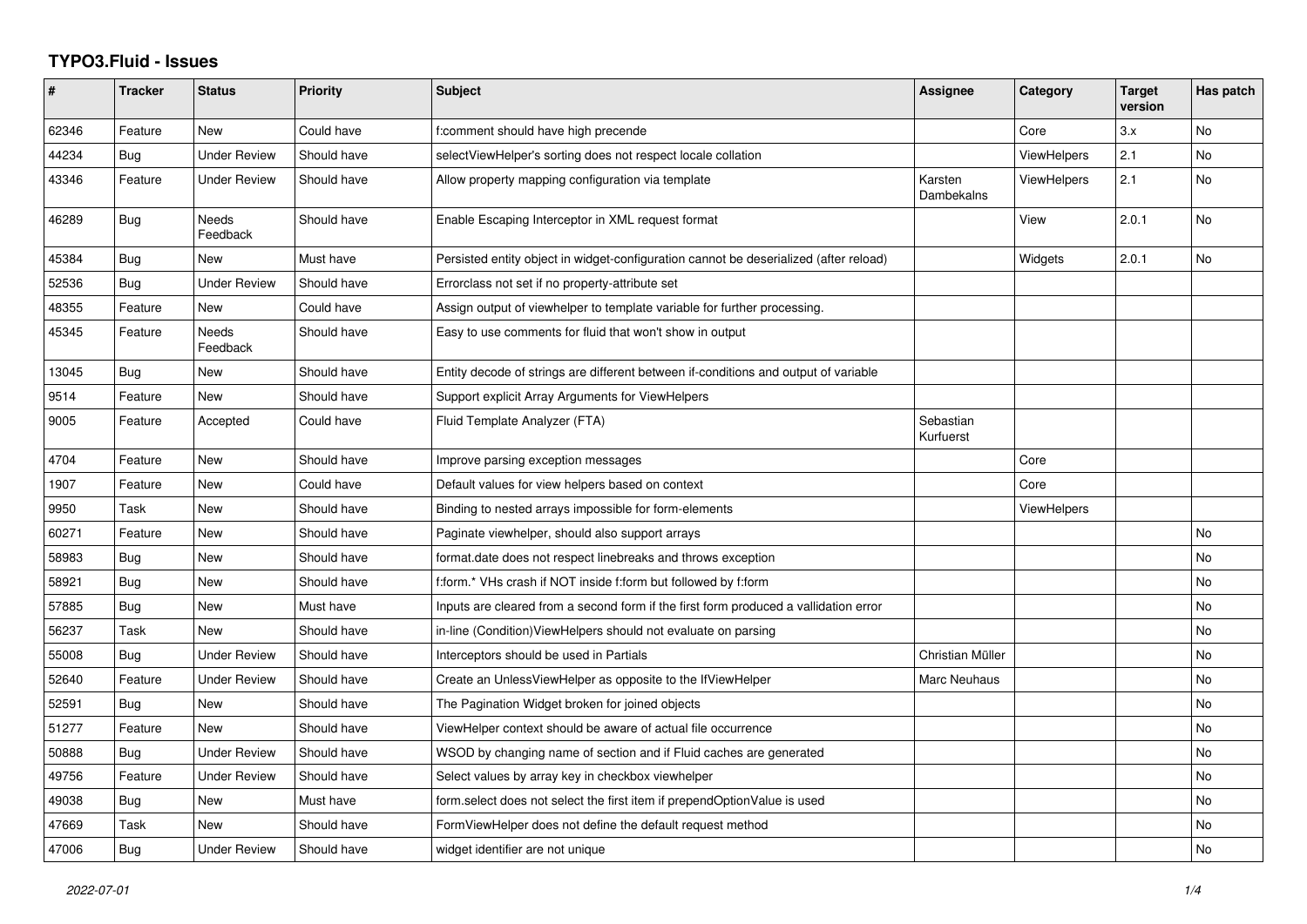# TYPO3.Fluid - Issues

| # | Tracker | Status | Priority | Subject | Assignee | Category | Target version | Has patch |
|---|---|---|---|---|---|---|---|---|
| 62346 | Feature | New | Could have | f:comment should have high precende | | Core | 3.x | No |
| 44234 | Bug | Under Review | Should have | selectViewHelper's sorting does not respect locale collation | | ViewHelpers | 2.1 | No |
| 43346 | Feature | Under Review | Should have | Allow property mapping configuration via template | Karsten Dambekalns | ViewHelpers | 2.1 | No |
| 46289 | Bug | Needs Feedback | Should have | Enable Escaping Interceptor in XML request format | | View | 2.0.1 | No |
| 45384 | Bug | New | Must have | Persisted entity object in widget-configuration cannot be deserialized (after reload) | | Widgets | 2.0.1 | No |
| 52536 | Bug | Under Review | Should have | Errorclass not set if no property-attribute set | | | | |
| 48355 | Feature | New | Could have | Assign output of viewhelper to template variable for further processing. | | | | |
| 45345 | Feature | Needs Feedback | Should have | Easy to use comments for fluid that won't show in output | | | | |
| 13045 | Bug | New | Should have | Entity decode of strings are different between if-conditions and output of variable | | | | |
| 9514 | Feature | New | Should have | Support explicit Array Arguments for ViewHelpers | | | | |
| 9005 | Feature | Accepted | Could have | Fluid Template Analyzer (FTA) | Sebastian Kurfuerst | | | |
| 4704 | Feature | New | Should have | Improve parsing exception messages | | Core | | |
| 1907 | Feature | New | Could have | Default values for view helpers based on context | | Core | | |
| 9950 | Task | New | Should have | Binding to nested arrays impossible for form-elements | | ViewHelpers | | |
| 60271 | Feature | New | Should have | Paginate viewhelper, should also support arrays | | | | No |
| 58983 | Bug | New | Should have | format.date does not respect linebreaks and throws exception | | | | No |
| 58921 | Bug | New | Should have | f:form.* VHs crash if NOT inside f:form but followed by f:form | | | | No |
| 57885 | Bug | New | Must have | Inputs are cleared from a second form if the first form produced a vallidation error | | | | No |
| 56237 | Task | New | Should have | in-line (Condition)ViewHelpers should not evaluate on parsing | | | | No |
| 55008 | Bug | Under Review | Should have | Interceptors should be used in Partials | Christian Müller | | | No |
| 52640 | Feature | Under Review | Should have | Create an UnlessViewHelper as opposite to the IfViewHelper | Marc Neuhaus | | | No |
| 52591 | Bug | New | Should have | The Pagination Widget broken for joined objects | | | | No |
| 51277 | Feature | New | Should have | ViewHelper context should be aware of actual file occurrence | | | | No |
| 50888 | Bug | Under Review | Should have | WSOD by changing name of section and if Fluid caches are generated | | | | No |
| 49756 | Feature | Under Review | Should have | Select values by array key in checkbox viewhelper | | | | No |
| 49038 | Bug | New | Must have | form.select does not select the first item if prependOptionValue is used | | | | No |
| 47669 | Task | New | Should have | FormViewHelper does not define the default request method | | | | No |
| 47006 | Bug | Under Review | Should have | widget identifier are not unique | | | | No |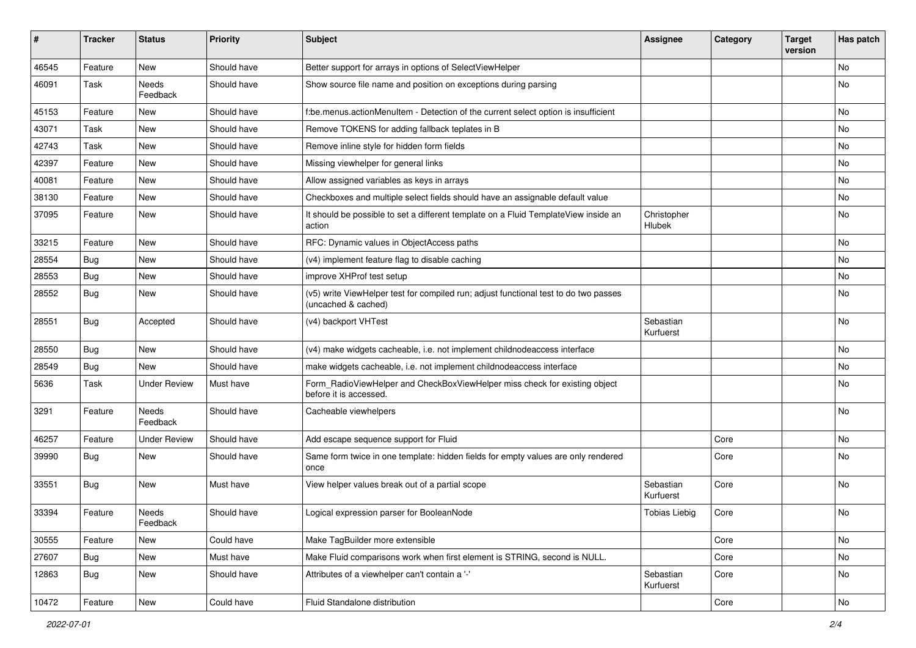| # | Tracker | Status | Priority | Subject | Assignee | Category | Target version | Has patch |
|---|---|---|---|---|---|---|---|---|
| 46545 | Feature | New | Should have | Better support for arrays in options of SelectViewHelper | | | | No |
| 46091 | Task | Needs Feedback | Should have | Show source file name and position on exceptions during parsing | | | | No |
| 45153 | Feature | New | Should have | f:be.menus.actionMenuItem - Detection of the current select option is insufficient | | | | No |
| 43071 | Task | New | Should have | Remove TOKENS for adding fallback teplates in B | | | | No |
| 42743 | Task | New | Should have | Remove inline style for hidden form fields | | | | No |
| 42397 | Feature | New | Should have | Missing viewhelper for general links | | | | No |
| 40081 | Feature | New | Should have | Allow assigned variables as keys in arrays | | | | No |
| 38130 | Feature | New | Should have | Checkboxes and multiple select fields should have an assignable default value | | | | No |
| 37095 | Feature | New | Should have | It should be possible to set a different template on a Fluid TemplateView inside an action | Christopher Hlubek | | | No |
| 33215 | Feature | New | Should have | RFC: Dynamic values in ObjectAccess paths | | | | No |
| 28554 | Bug | New | Should have | (v4) implement feature flag to disable caching | | | | No |
| 28553 | Bug | New | Should have | improve XHProf test setup | | | | No |
| 28552 | Bug | New | Should have | (v5) write ViewHelper test for compiled run; adjust functional test to do two passes (uncached & cached) | | | | No |
| 28551 | Bug | Accepted | Should have | (v4) backport VHTest | Sebastian Kurfuerst | | | No |
| 28550 | Bug | New | Should have | (v4) make widgets cacheable, i.e. not implement childnodeaccess interface | | | | No |
| 28549 | Bug | New | Should have | make widgets cacheable, i.e. not implement childnodeaccess interface | | | | No |
| 5636 | Task | Under Review | Must have | Form_RadioViewHelper and CheckBoxViewHelper miss check for existing object before it is accessed. | | | | No |
| 3291 | Feature | Needs Feedback | Should have | Cacheable viewhelpers | | | | No |
| 46257 | Feature | Under Review | Should have | Add escape sequence support for Fluid | | Core | | No |
| 39990 | Bug | New | Should have | Same form twice in one template: hidden fields for empty values are only rendered once | | Core | | No |
| 33551 | Bug | New | Must have | View helper values break out of a partial scope | Sebastian Kurfuerst | Core | | No |
| 33394 | Feature | Needs Feedback | Should have | Logical expression parser for BooleanNode | Tobias Liebig | Core | | No |
| 30555 | Feature | New | Could have | Make TagBuilder more extensible | | Core | | No |
| 27607 | Bug | New | Must have | Make Fluid comparisons work when first element is STRING, second is NULL. | | Core | | No |
| 12863 | Bug | New | Should have | Attributes of a viewhelper can't contain a '-' | Sebastian Kurfuerst | Core | | No |
| 10472 | Feature | New | Could have | Fluid Standalone distribution | | Core | | No |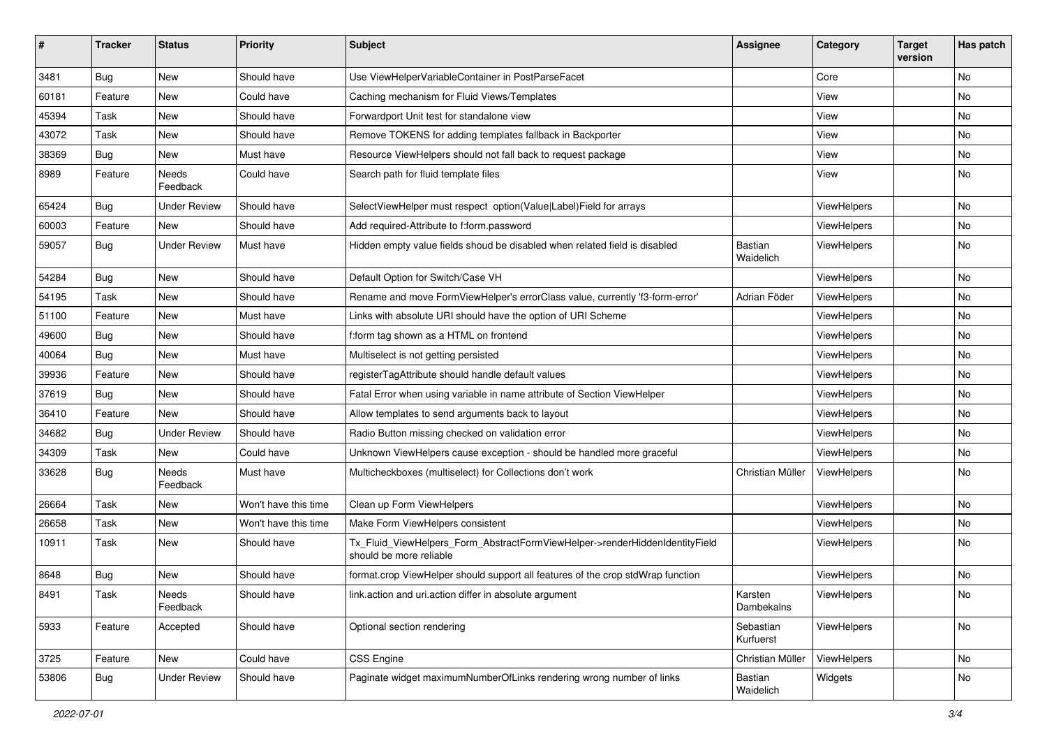| # | Tracker | Status | Priority | Subject | Assignee | Category | Target version | Has patch |
|---|---|---|---|---|---|---|---|---|
| 3481 | Bug | New | Should have | Use ViewHelperVariableContainer in PostParseFacet | | Core | | No |
| 60181 | Feature | New | Could have | Caching mechanism for Fluid Views/Templates | | View | | No |
| 45394 | Task | New | Should have | Forwardport Unit test for standalone view | | View | | No |
| 43072 | Task | New | Should have | Remove TOKENS for adding templates fallback in Backporter | | View | | No |
| 38369 | Bug | New | Must have | Resource ViewHelpers should not fall back to request package | | View | | No |
| 8989 | Feature | Needs Feedback | Could have | Search path for fluid template files | | View | | No |
| 65424 | Bug | Under Review | Should have | SelectViewHelper must respect option(Value\|Label)Field for arrays | | ViewHelpers | | No |
| 60003 | Feature | New | Should have | Add required-Attribute to f:form.password | | ViewHelpers | | No |
| 59057 | Bug | Under Review | Must have | Hidden empty value fields shoud be disabled when related field is disabled | Bastian Waidelich | ViewHelpers | | No |
| 54284 | Bug | New | Should have | Default Option for Switch/Case VH | | ViewHelpers | | No |
| 54195 | Task | New | Should have | Rename and move FormViewHelper's errorClass value, currently 'f3-form-error' | Adrian Föder | ViewHelpers | | No |
| 51100 | Feature | New | Must have | Links with absolute URI should have the option of URI Scheme | | ViewHelpers | | No |
| 49600 | Bug | New | Should have | f:form tag shown as a HTML on frontend | | ViewHelpers | | No |
| 40064 | Bug | New | Must have | Multiselect is not getting persisted | | ViewHelpers | | No |
| 39936 | Feature | New | Should have | registerTagAttribute should handle default values | | ViewHelpers | | No |
| 37619 | Bug | New | Should have | Fatal Error when using variable in name attribute of Section ViewHelper | | ViewHelpers | | No |
| 36410 | Feature | New | Should have | Allow templates to send arguments back to layout | | ViewHelpers | | No |
| 34682 | Bug | Under Review | Should have | Radio Button missing checked on validation error | | ViewHelpers | | No |
| 34309 | Task | New | Could have | Unknown ViewHelpers cause exception - should be handled more graceful | | ViewHelpers | | No |
| 33628 | Bug | Needs Feedback | Must have | Multicheckboxes (multiselect) for Collections don't work | Christian Müller | ViewHelpers | | No |
| 26664 | Task | New | Won't have this time | Clean up Form ViewHelpers | | ViewHelpers | | No |
| 26658 | Task | New | Won't have this time | Make Form ViewHelpers consistent | | ViewHelpers | | No |
| 10911 | Task | New | Should have | Tx_Fluid_ViewHelpers_Form_AbstractFormViewHelper->renderHiddenIdentityField should be more reliable | | ViewHelpers | | No |
| 8648 | Bug | New | Should have | format.crop ViewHelper should support all features of the crop stdWrap function | | ViewHelpers | | No |
| 8491 | Task | Needs Feedback | Should have | link.action and uri.action differ in absolute argument | Karsten Dambekalns | ViewHelpers | | No |
| 5933 | Feature | Accepted | Should have | Optional section rendering | Sebastian Kurfuerst | ViewHelpers | | No |
| 3725 | Feature | New | Could have | CSS Engine | Christian Müller | ViewHelpers | | No |
| 53806 | Bug | Under Review | Should have | Paginate widget maximumNumberOfLinks rendering wrong number of links | Bastian Waidelich | Widgets | | No |

2022-07-01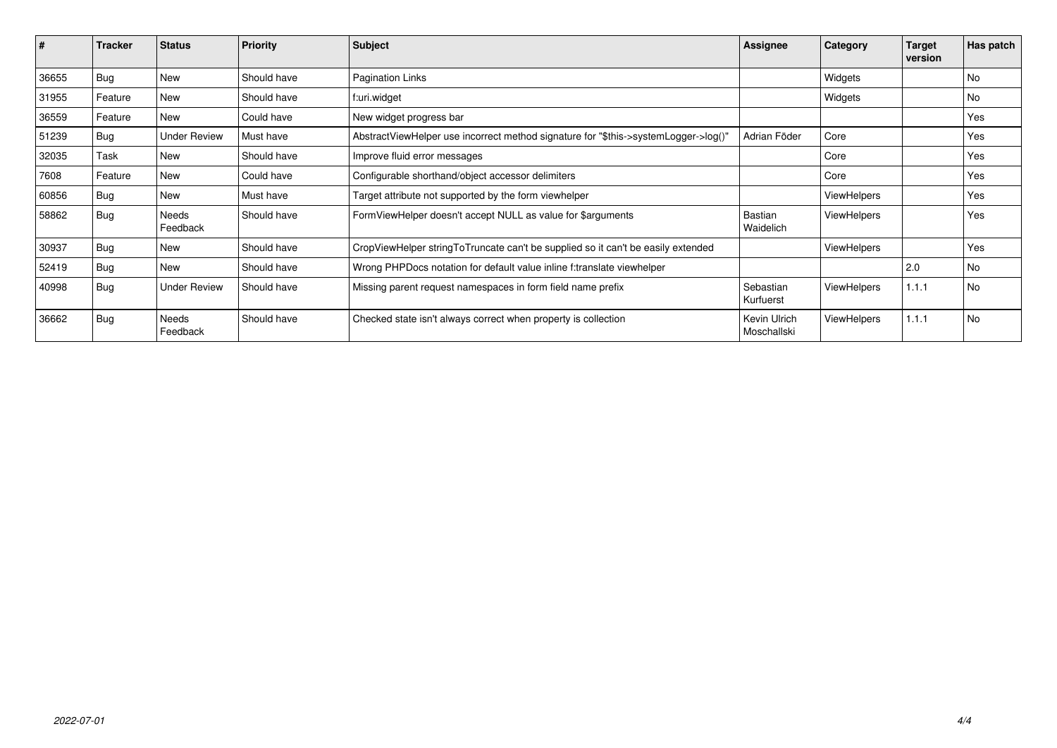| # | Tracker | Status | Priority | Subject | Assignee | Category | Target version | Has patch |
|---|---|---|---|---|---|---|---|---|
| 36655 | Bug | New | Should have | Pagination Links | | Widgets | | No |
| 31955 | Feature | New | Should have | f:uri.widget | | Widgets | | No |
| 36559 | Feature | New | Could have | New widget progress bar | | | | Yes |
| 51239 | Bug | Under Review | Must have | AbstractViewHelper use incorrect method signature for "$this->systemLogger->log()" | Adrian Föder | Core | | Yes |
| 32035 | Task | New | Should have | Improve fluid error messages | | Core | | Yes |
| 7608 | Feature | New | Could have | Configurable shorthand/object accessor delimiters | | Core | | Yes |
| 60856 | Bug | New | Must have | Target attribute not supported by the form viewhelper | | ViewHelpers | | Yes |
| 58862 | Bug | Needs Feedback | Should have | FormViewHelper doesn't accept NULL as value for $arguments | Bastian Waidelich | ViewHelpers | | Yes |
| 30937 | Bug | New | Should have | CropViewHelper stringToTruncate can't be supplied so it can't be easily extended | | ViewHelpers | | Yes |
| 52419 | Bug | New | Should have | Wrong PHPDocs notation for default value inline f:translate viewhelper | | | 2.0 | No |
| 40998 | Bug | Under Review | Should have | Missing parent request namespaces in form field name prefix | Sebastian Kurfuerst | ViewHelpers | 1.1.1 | No |
| 36662 | Bug | Needs Feedback | Should have | Checked state isn't always correct when property is collection | Kevin Ulrich Moschallski | ViewHelpers | 1.1.1 | No |

*2022-07-01*